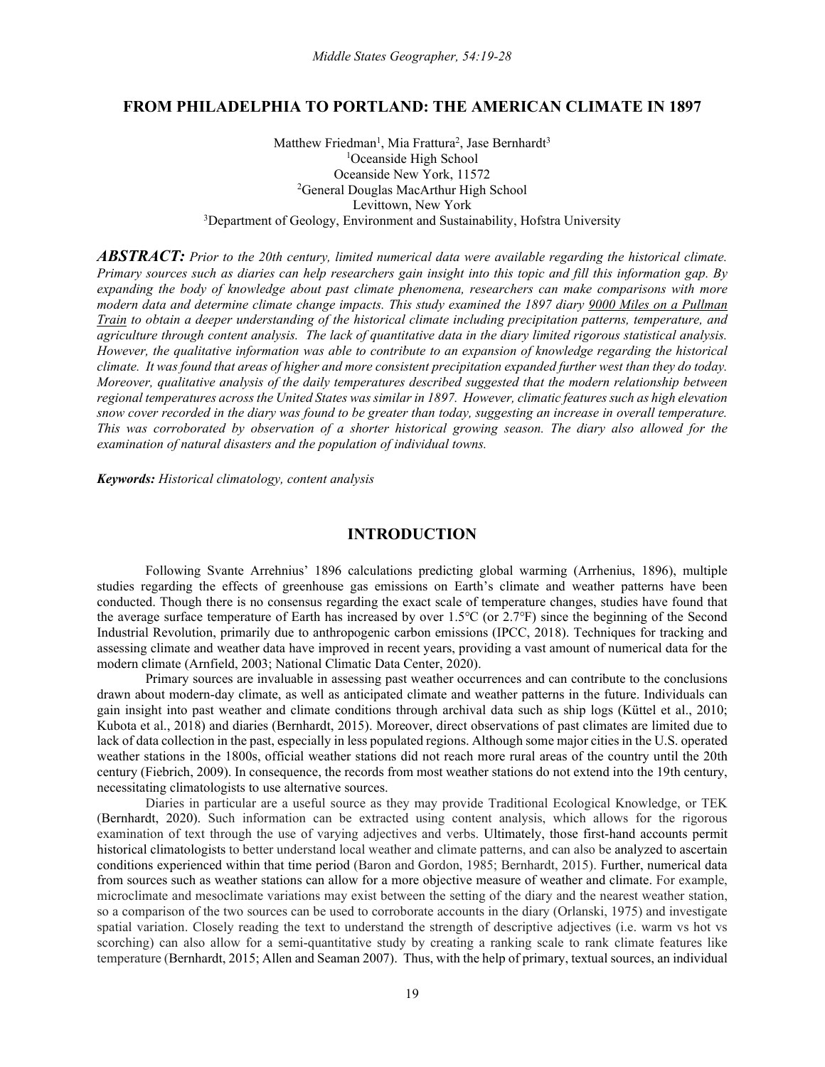# FROM PHILADELPHIA TO PORTLAND: THE AMERICAN CLIMATE IN 1897

Matthew Friedman[1], Mia Frattura[2], Jase Bernhardt[3]
[1]Oceanside High School
Oceanside New York, 11572
[2]General Douglas MacArthur High School
Levittown, New York
[3]Department of Geology, Environment and Sustainability, Hofstra University

***ABSTRACT:*** *Prior to the 20th century, limited numerical data were available regarding the historical climate. Primary sources such as diaries can help researchers gain insight into this topic and fill this information gap. By expanding the body of knowledge about past climate phenomena, researchers can make comparisons with more modern data and determine climate change impacts. This study examined the 1897 diary <u>9000 Miles on a Pullman Train</u> to obtain a deeper understanding of the historical climate including precipitation patterns, temperature, and agriculture through content analysis. The lack of quantitative data in the diary limited rigorous statistical analysis. However, the qualitative information was able to contribute to an expansion of knowledge regarding the historical climate. It was found that areas of higher and more consistent precipitation expanded further west than they do today. Moreover, qualitative analysis of the daily temperatures described suggested that the modern relationship between regional temperatures across the United States was similar in 1897. However, climatic features such as high elevation snow cover recorded in the diary was found to be greater than today, suggesting an increase in overall temperature. This was corroborated by observation of a shorter historical growing season. The diary also allowed for the examination of natural disasters and the population of individual towns.*

***Keywords:*** *Historical climatology, content analysis*

## INTRODUCTION

Following Svante Arrehnius' 1896 calculations predicting global warming (Arrhenius, 1896), multiple studies regarding the effects of greenhouse gas emissions on Earth's climate and weather patterns have been conducted. Though there is no consensus regarding the exact scale of temperature changes, studies have found that the average surface temperature of Earth has increased by over 1.5℃ (or 2.7℉) since the beginning of the Second Industrial Revolution, primarily due to anthropogenic carbon emissions (IPCC, 2018). Techniques for tracking and assessing climate and weather data have improved in recent years, providing a vast amount of numerical data for the modern climate (Arnfield, 2003; National Climatic Data Center, 2020).

Primary sources are invaluable in assessing past weather occurrences and can contribute to the conclusions drawn about modern-day climate, as well as anticipated climate and weather patterns in the future. Individuals can gain insight into past weather and climate conditions through archival data such as ship logs (Küttel et al., 2010; Kubota et al., 2018) and diaries (Bernhardt, 2015). Moreover, direct observations of past climates are limited due to lack of data collection in the past, especially in less populated regions. Although some major cities in the U.S. operated weather stations in the 1800s, official weather stations did not reach more rural areas of the country until the 20th century (Fiebrich, 2009). In consequence, the records from most weather stations do not extend into the 19th century, necessitating climatologists to use alternative sources.

Diaries in particular are a useful source as they may provide Traditional Ecological Knowledge, or TEK (Bernhardt, 2020). Such information can be extracted using content analysis, which allows for the rigorous examination of text through the use of varying adjectives and verbs. Ultimately, those first-hand accounts permit historical climatologists to better understand local weather and climate patterns, and can also be analyzed to ascertain conditions experienced within that time period (Baron and Gordon, 1985; Bernhardt, 2015). Further, numerical data from sources such as weather stations can allow for a more objective measure of weather and climate. For example, microclimate and mesoclimate variations may exist between the setting of the diary and the nearest weather station, so a comparison of the two sources can be used to corroborate accounts in the diary (Orlanski, 1975) and investigate spatial variation. Closely reading the text to understand the strength of descriptive adjectives (i.e. warm vs hot vs scorching) can also allow for a semi-quantitative study by creating a ranking scale to rank climate features like temperature (Bernhardt, 2015; Allen and Seaman 2007). Thus, with the help of primary, textual sources, an individual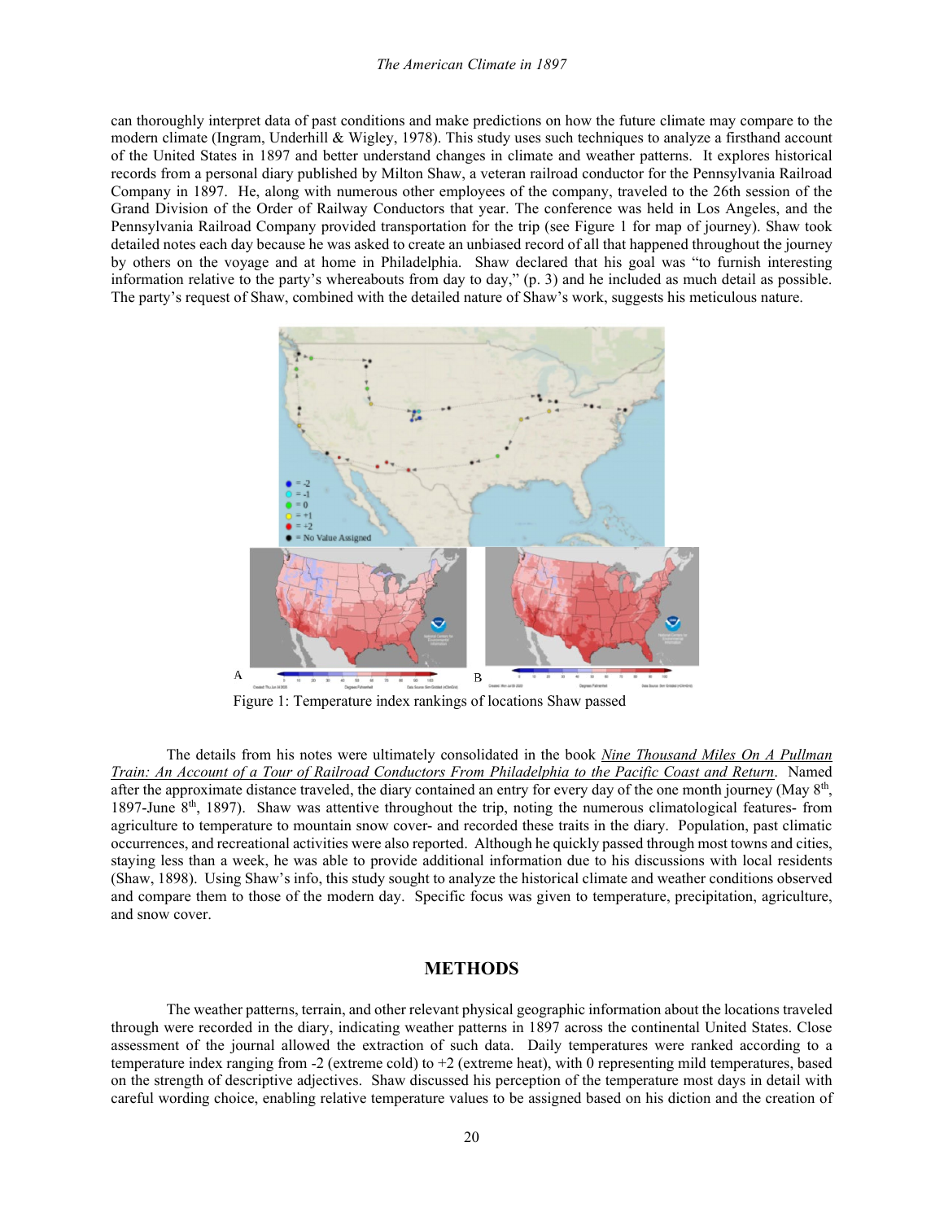can thoroughly interpret data of past conditions and make predictions on how the future climate may compare to the modern climate (Ingram, Underhill & Wigley, 1978). This study uses such techniques to analyze a firsthand account of the United States in 1897 and better understand changes in climate and weather patterns. It explores historical records from a personal diary published by Milton Shaw, a veteran railroad conductor for the Pennsylvania Railroad Company in 1897. He, along with numerous other employees of the company, traveled to the 26th session of the Grand Division of the Order of Railway Conductors that year. The conference was held in Los Angeles, and the Pennsylvania Railroad Company provided transportation for the trip (see Figure 1 for map of journey). Shaw took detailed notes each day because he was asked to create an unbiased record of all that happened throughout the journey by others on the voyage and at home in Philadelphia. Shaw declared that his goal was "to furnish interesting information relative to the party's whereabouts from day to day," (p. 3) and he included as much detail as possible. The party's request of Shaw, combined with the detailed nature of Shaw's work, suggests his meticulous nature.

Figure 1: Temperature index rankings of locations Shaw passed

The details from his notes were ultimately consolidated in the book Nine Thousand Miles On A Pullman Train: An Account of a Tour of Railroad Conductors From Philadelphia to the Pacific Coast and Return. Named after the approximate distance traveled, the diary contained an entry for every day of the one month journey (May 8th, 1897-June 8th, 1897). Shaw was attentive throughout the trip, noting the numerous climatological features- from agriculture to temperature to mountain snow cover- and recorded these traits in the diary. Population, past climatic occurrences, and recreational activities were also reported. Although he quickly passed through most towns and cities, staying less than a week, he was able to provide additional information due to his discussions with local residents (Shaw, 1898). Using Shaw's info, this study sought to analyze the historical climate and weather conditions observed and compare them to those of the modern day. Specific focus was given to temperature, precipitation, agriculture, and snow cover.

## METHODS

The weather patterns, terrain, and other relevant physical geographic information about the locations traveled through were recorded in the diary, indicating weather patterns in 1897 across the continental United States. Close assessment of the journal allowed the extraction of such data. Daily temperatures were ranked according to a temperature index ranging from -2 (extreme cold) to +2 (extreme heat), with 0 representing mild temperatures, based on the strength of descriptive adjectives. Shaw discussed his perception of the temperature most days in detail with careful wording choice, enabling relative temperature values to be assigned based on his diction and the creation of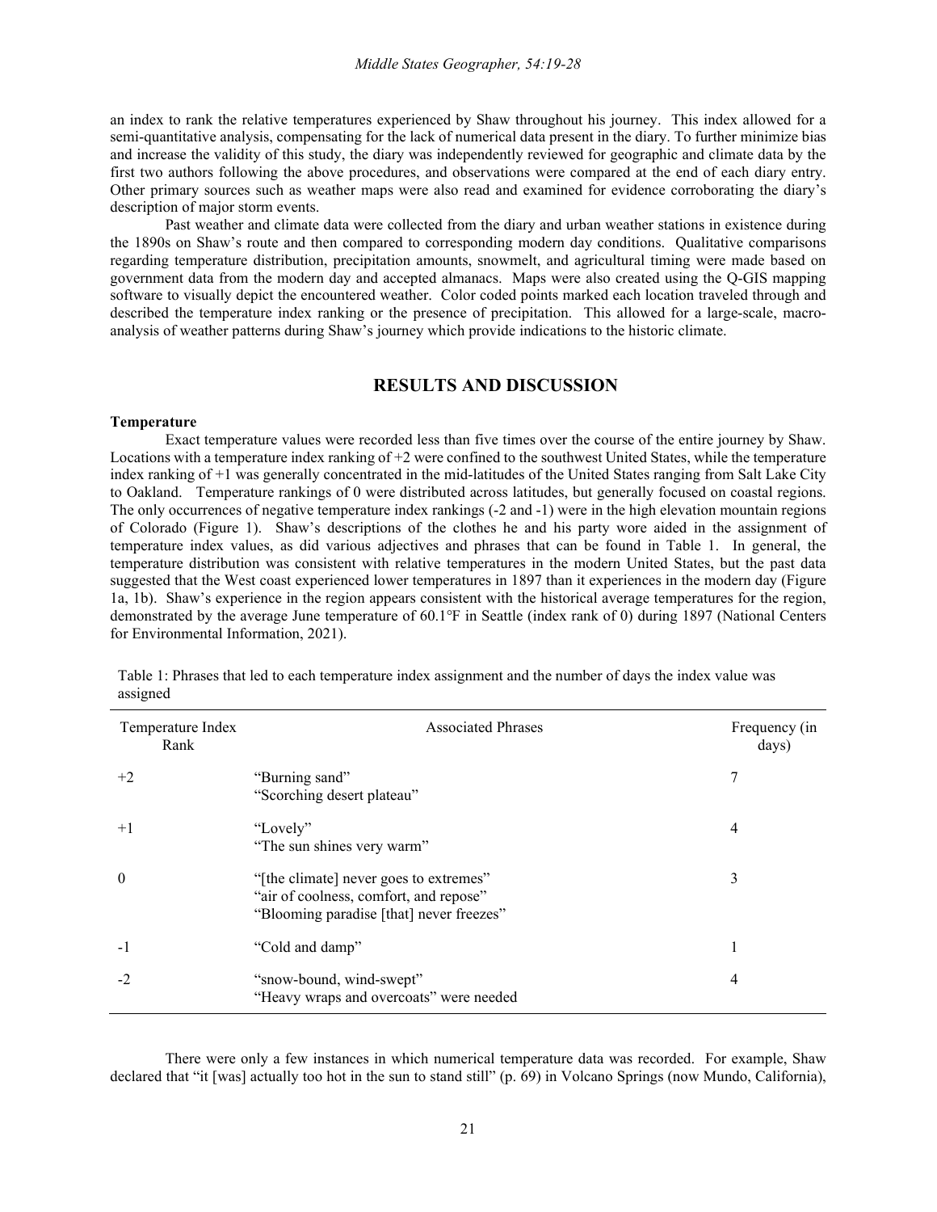an index to rank the relative temperatures experienced by Shaw throughout his journey. This index allowed for a semi-quantitative analysis, compensating for the lack of numerical data present in the diary. To further minimize bias and increase the validity of this study, the diary was independently reviewed for geographic and climate data by the first two authors following the above procedures, and observations were compared at the end of each diary entry. Other primary sources such as weather maps were also read and examined for evidence corroborating the diary's description of major storm events.

Past weather and climate data were collected from the diary and urban weather stations in existence during the 1890s on Shaw's route and then compared to corresponding modern day conditions. Qualitative comparisons regarding temperature distribution, precipitation amounts, snowmelt, and agricultural timing were made based on government data from the modern day and accepted almanacs. Maps were also created using the Q-GIS mapping software to visually depict the encountered weather. Color coded points marked each location traveled through and described the temperature index ranking or the presence of precipitation. This allowed for a large-scale, macro-analysis of weather patterns during Shaw's journey which provide indications to the historic climate.

## RESULTS AND DISCUSSION

### Temperature

Exact temperature values were recorded less than five times over the course of the entire journey by Shaw. Locations with a temperature index ranking of +2 were confined to the southwest United States, while the temperature index ranking of +1 was generally concentrated in the mid-latitudes of the United States ranging from Salt Lake City to Oakland. Temperature rankings of 0 were distributed across latitudes, but generally focused on coastal regions. The only occurrences of negative temperature index rankings (-2 and -1) were in the high elevation mountain regions of Colorado (Figure 1). Shaw's descriptions of the clothes he and his party wore aided in the assignment of temperature index values, as did various adjectives and phrases that can be found in Table 1. In general, the temperature distribution was consistent with relative temperatures in the modern United States, but the past data suggested that the West coast experienced lower temperatures in 1897 than it experiences in the modern day (Figure 1a, 1b). Shaw's experience in the region appears consistent with the historical average temperatures for the region, demonstrated by the average June temperature of 60.1°F in Seattle (index rank of 0) during 1897 (National Centers for Environmental Information, 2021).

Table 1: Phrases that led to each temperature index assignment and the number of days the index value was assigned

| Temperature Index Rank | Associated Phrases | Frequency (in days) |
|---|---|---|
| +2 | "Burning sand"<br>"Scorching desert plateau" | 7 |
| +1 | "Lovely"<br>"The sun shines very warm" | 4 |
| 0 | "[the climate] never goes to extremes"<br>"air of coolness, comfort, and repose"<br>"Blooming paradise [that] never freezes" | 3 |
| -1 | "Cold and damp" | 1 |
| -2 | "snow-bound, wind-swept"<br>"Heavy wraps and overcoats" were needed | 4 |

There were only a few instances in which numerical temperature data was recorded. For example, Shaw declared that "it [was] actually too hot in the sun to stand still" (p. 69) in Volcano Springs (now Mundo, California),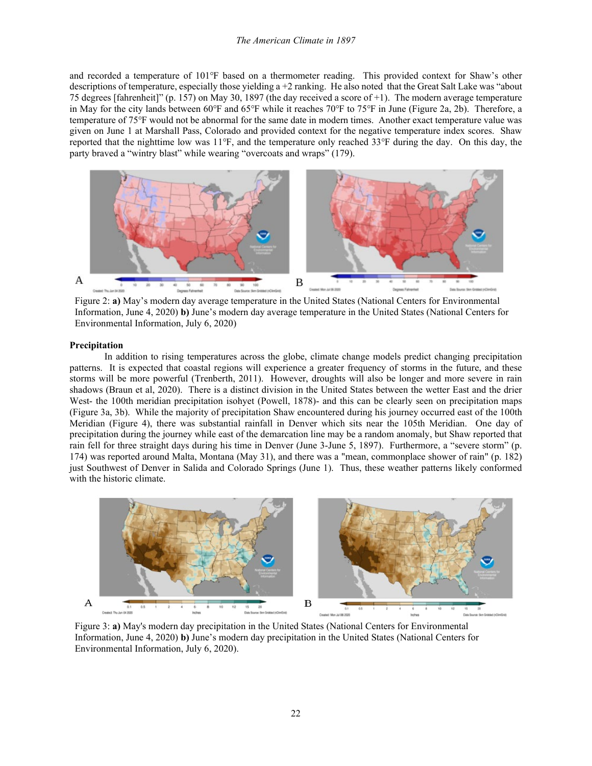and recorded a temperature of 101°F based on a thermometer reading. This provided context for Shaw's other descriptions of temperature, especially those yielding a +2 ranking. He also noted that the Great Salt Lake was "about 75 degrees [fahrenheit]" (p. 157) on May 30, 1897 (the day received a score of +1). The modern average temperature in May for the city lands between 60°F and 65°F while it reaches 70°F to 75°F in June (Figure 2a, 2b). Therefore, a temperature of 75°F would not be abnormal for the same date in modern times. Another exact temperature value was given on June 1 at Marshall Pass, Colorado and provided context for the negative temperature index scores. Shaw reported that the nighttime low was 11°F, and the temperature only reached 33°F during the day. On this day, the party braved a "wintry blast" while wearing "overcoats and wraps" (179).

Figure 2: **a)** May's modern day average temperature in the United States (National Centers for Environmental Information, June 4, 2020) **b)** June's modern day average temperature in the United States (National Centers for Environmental Information, July 6, 2020)

**Precipitation**

In addition to rising temperatures across the globe, climate change models predict changing precipitation patterns. It is expected that coastal regions will experience a greater frequency of storms in the future, and these storms will be more powerful (Trenberth, 2011). However, droughts will also be longer and more severe in rain shadows (Braun et al, 2020). There is a distinct division in the United States between the wetter East and the drier West- the 100th meridian precipitation isohyet (Powell, 1878)- and this can be clearly seen on precipitation maps (Figure 3a, 3b). While the majority of precipitation Shaw encountered during his journey occurred east of the 100th Meridian (Figure 4), there was substantial rainfall in Denver which sits near the 105th Meridian. One day of precipitation during the journey while east of the demarcation line may be a random anomaly, but Shaw reported that rain fell for three straight days during his time in Denver (June 3-June 5, 1897). Furthermore, a "severe storm" (p. 174) was reported around Malta, Montana (May 31), and there was a "mean, commonplace shower of rain" (p. 182) just Southwest of Denver in Salida and Colorado Springs (June 1). Thus, these weather patterns likely conformed with the historic climate.

Figure 3: **a)** May's modern day precipitation in the United States (National Centers for Environmental Information, June 4, 2020) **b)** June's modern day precipitation in the United States (National Centers for Environmental Information, July 6, 2020).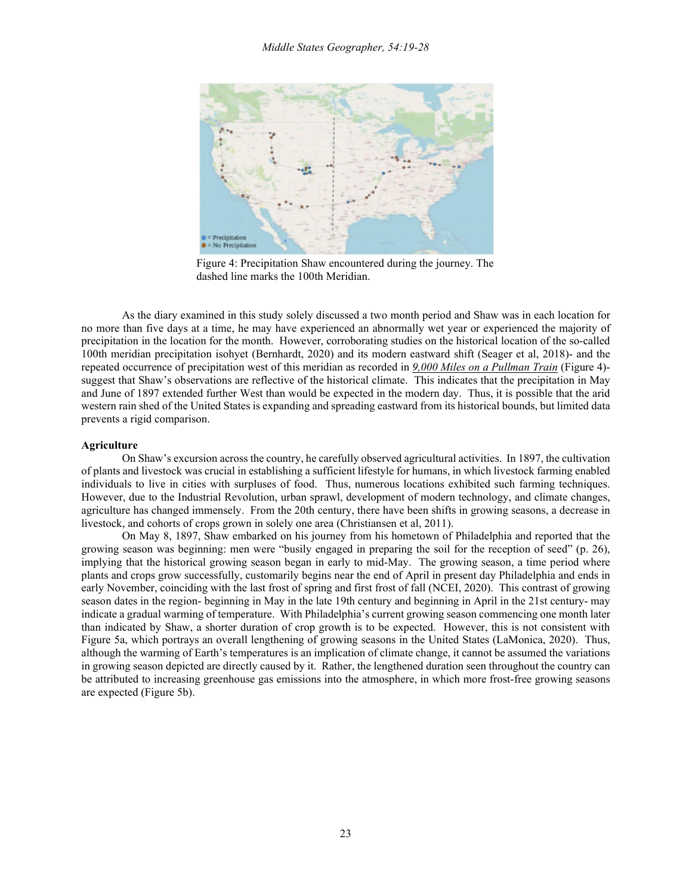Figure 4: Precipitation Shaw encountered during the journey. The dashed line marks the 100th Meridian.

As the diary examined in this study solely discussed a two month period and Shaw was in each location for no more than five days at a time, he may have experienced an abnormally wet year or experienced the majority of precipitation in the location for the month. However, corroborating studies on the historical location of the so-called 100th meridian precipitation isohyet (Bernhardt, 2020) and its modern eastward shift (Seager et al, 2018)- and the repeated occurrence of precipitation west of this meridian as recorded in *9,000 Miles on a Pullman Train* (Figure 4)- suggest that Shaw's observations are reflective of the historical climate. This indicates that the precipitation in May and June of 1897 extended further West than would be expected in the modern day. Thus, it is possible that the arid western rain shed of the United States is expanding and spreading eastward from its historical bounds, but limited data prevents a rigid comparison.

**Agriculture**

On Shaw's excursion across the country, he carefully observed agricultural activities. In 1897, the cultivation of plants and livestock was crucial in establishing a sufficient lifestyle for humans, in which livestock farming enabled individuals to live in cities with surpluses of food. Thus, numerous locations exhibited such farming techniques. However, due to the Industrial Revolution, urban sprawl, development of modern technology, and climate changes, agriculture has changed immensely. From the 20th century, there have been shifts in growing seasons, a decrease in livestock, and cohorts of crops grown in solely one area (Christiansen et al, 2011).

On May 8, 1897, Shaw embarked on his journey from his hometown of Philadelphia and reported that the growing season was beginning: men were "busily engaged in preparing the soil for the reception of seed" (p. 26), implying that the historical growing season began in early to mid-May. The growing season, a time period where plants and crops grow successfully, customarily begins near the end of April in present day Philadelphia and ends in early November, coinciding with the last frost of spring and first frost of fall (NCEI, 2020). This contrast of growing season dates in the region- beginning in May in the late 19th century and beginning in April in the 21st century- may indicate a gradual warming of temperature. With Philadelphia's current growing season commencing one month later than indicated by Shaw, a shorter duration of crop growth is to be expected. However, this is not consistent with Figure 5a, which portrays an overall lengthening of growing seasons in the United States (LaMonica, 2020). Thus, although the warming of Earth's temperatures is an implication of climate change, it cannot be assumed the variations in growing season depicted are directly caused by it. Rather, the lengthened duration seen throughout the country can be attributed to increasing greenhouse gas emissions into the atmosphere, in which more frost-free growing seasons are expected (Figure 5b).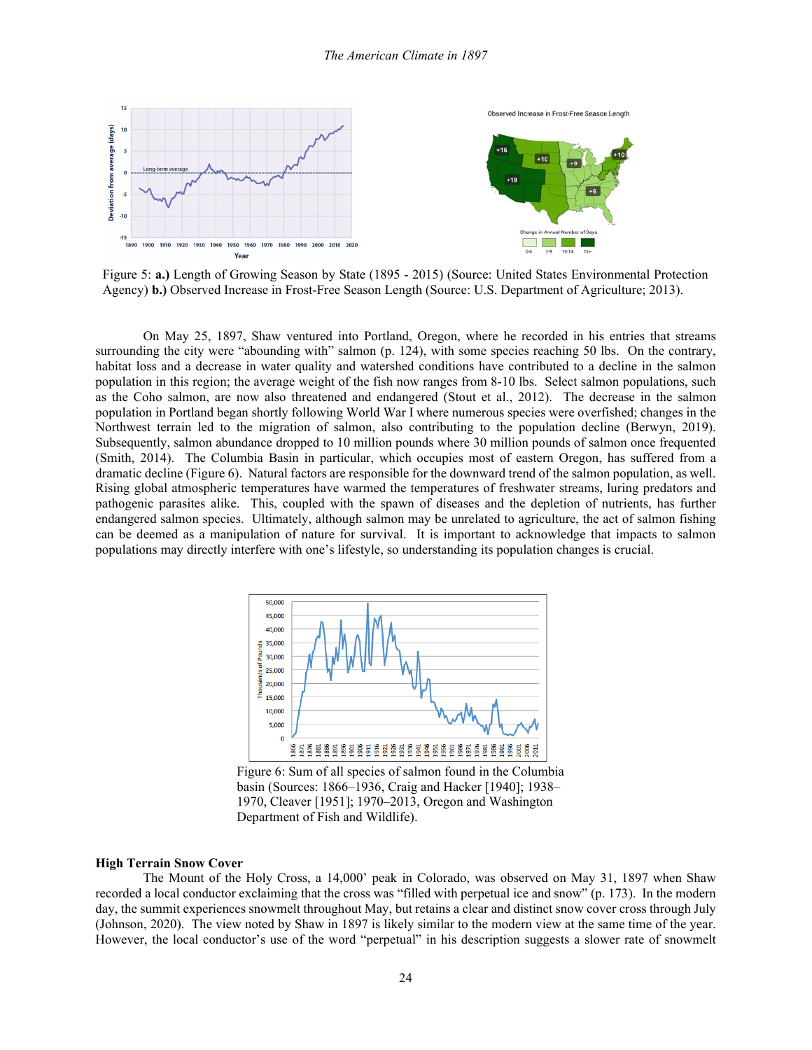Figure 5: **a.)** Length of Growing Season by State (1895 - 2015) (Source: United States Environmental Protection Agency) **b.)** Observed Increase in Frost-Free Season Length (Source: U.S. Department of Agriculture; 2013).

On May 25, 1897, Shaw ventured into Portland, Oregon, where he recorded in his entries that streams surrounding the city were "abounding with" salmon (p. 124), with some species reaching 50 lbs. On the contrary, habitat loss and a decrease in water quality and watershed conditions have contributed to a decline in the salmon population in this region; the average weight of the fish now ranges from 8-10 lbs. Select salmon populations, such as the Coho salmon, are now also threatened and endangered (Stout et al., 2012). The decrease in the salmon population in Portland began shortly following World War I where numerous species were overfished; changes in the Northwest terrain led to the migration of salmon, also contributing to the population decline (Berwyn, 2019). Subsequently, salmon abundance dropped to 10 million pounds where 30 million pounds of salmon once frequented (Smith, 2014). The Columbia Basin in particular, which occupies most of eastern Oregon, has suffered from a dramatic decline (Figure 6). Natural factors are responsible for the downward trend of the salmon population, as well. Rising global atmospheric temperatures have warmed the temperatures of freshwater streams, luring predators and pathogenic parasites alike. This, coupled with the spawn of diseases and the depletion of nutrients, has further endangered salmon species. Ultimately, although salmon may be unrelated to agriculture, the act of salmon fishing can be deemed as a manipulation of nature for survival. It is important to acknowledge that impacts to salmon populations may directly interfere with one's lifestyle, so understanding its population changes is crucial.

Figure 6: Sum of all species of salmon found in the Columbia basin (Sources: 1866–1936, Craig and Hacker [1940]; 1938–1970, Cleaver [1951]; 1970–2013, Oregon and Washington Department of Fish and Wildlife).

**High Terrain Snow Cover**

The Mount of the Holy Cross, a 14,000' peak in Colorado, was observed on May 31, 1897 when Shaw recorded a local conductor exclaiming that the cross was "filled with perpetual ice and snow" (p. 173). In the modern day, the summit experiences snowmelt throughout May, but retains a clear and distinct snow cover cross through July (Johnson, 2020). The view noted by Shaw in 1897 is likely similar to the modern view at the same time of the year. However, the local conductor's use of the word "perpetual" in his description suggests a slower rate of snowmelt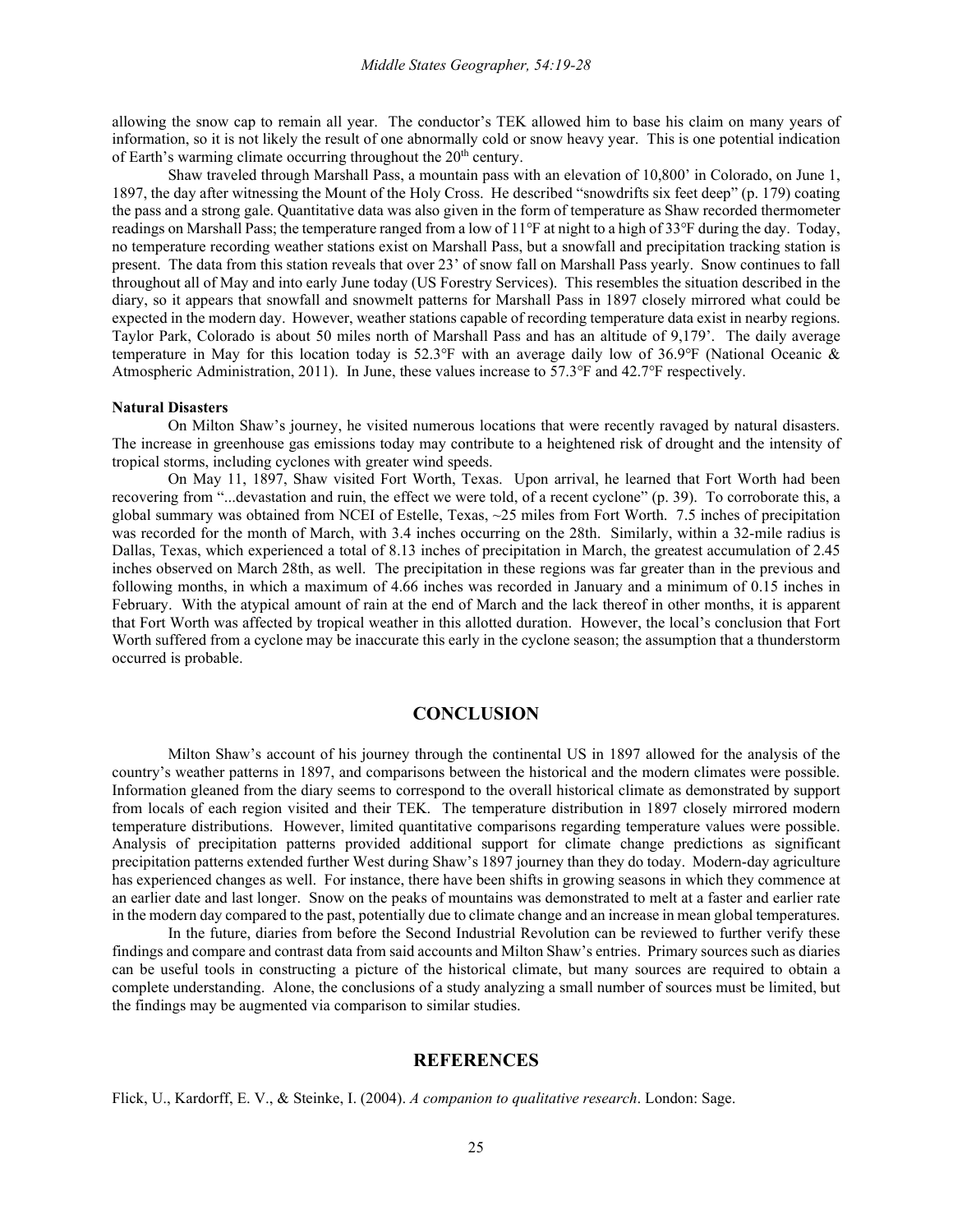allowing the snow cap to remain all year. The conductor's TEK allowed him to base his claim on many years of information, so it is not likely the result of one abnormally cold or snow heavy year. This is one potential indication of Earth's warming climate occurring throughout the 20th century.

Shaw traveled through Marshall Pass, a mountain pass with an elevation of 10,800' in Colorado, on June 1, 1897, the day after witnessing the Mount of the Holy Cross. He described "snowdrifts six feet deep" (p. 179) coating the pass and a strong gale. Quantitative data was also given in the form of temperature as Shaw recorded thermometer readings on Marshall Pass; the temperature ranged from a low of 11°F at night to a high of 33°F during the day. Today, no temperature recording weather stations exist on Marshall Pass, but a snowfall and precipitation tracking station is present. The data from this station reveals that over 23' of snow fall on Marshall Pass yearly. Snow continues to fall throughout all of May and into early June today (US Forestry Services). This resembles the situation described in the diary, so it appears that snowfall and snowmelt patterns for Marshall Pass in 1897 closely mirrored what could be expected in the modern day. However, weather stations capable of recording temperature data exist in nearby regions. Taylor Park, Colorado is about 50 miles north of Marshall Pass and has an altitude of 9,179'. The daily average temperature in May for this location today is 52.3°F with an average daily low of 36.9°F (National Oceanic & Atmospheric Administration, 2011). In June, these values increase to 57.3°F and 42.7°F respectively.

**Natural Disasters**

On Milton Shaw's journey, he visited numerous locations that were recently ravaged by natural disasters. The increase in greenhouse gas emissions today may contribute to a heightened risk of drought and the intensity of tropical storms, including cyclones with greater wind speeds.

On May 11, 1897, Shaw visited Fort Worth, Texas. Upon arrival, he learned that Fort Worth had been recovering from "...devastation and ruin, the effect we were told, of a recent cyclone" (p. 39). To corroborate this, a global summary was obtained from NCEI of Estelle, Texas, ~25 miles from Fort Worth. 7.5 inches of precipitation was recorded for the month of March, with 3.4 inches occurring on the 28th. Similarly, within a 32-mile radius is Dallas, Texas, which experienced a total of 8.13 inches of precipitation in March, the greatest accumulation of 2.45 inches observed on March 28th, as well. The precipitation in these regions was far greater than in the previous and following months, in which a maximum of 4.66 inches was recorded in January and a minimum of 0.15 inches in February. With the atypical amount of rain at the end of March and the lack thereof in other months, it is apparent that Fort Worth was affected by tropical weather in this allotted duration. However, the local's conclusion that Fort Worth suffered from a cyclone may be inaccurate this early in the cyclone season; the assumption that a thunderstorm occurred is probable.

## CONCLUSION

Milton Shaw's account of his journey through the continental US in 1897 allowed for the analysis of the country's weather patterns in 1897, and comparisons between the historical and the modern climates were possible. Information gleaned from the diary seems to correspond to the overall historical climate as demonstrated by support from locals of each region visited and their TEK. The temperature distribution in 1897 closely mirrored modern temperature distributions. However, limited quantitative comparisons regarding temperature values were possible. Analysis of precipitation patterns provided additional support for climate change predictions as significant precipitation patterns extended further West during Shaw's 1897 journey than they do today. Modern-day agriculture has experienced changes as well. For instance, there have been shifts in growing seasons in which they commence at an earlier date and last longer. Snow on the peaks of mountains was demonstrated to melt at a faster and earlier rate in the modern day compared to the past, potentially due to climate change and an increase in mean global temperatures.

In the future, diaries from before the Second Industrial Revolution can be reviewed to further verify these findings and compare and contrast data from said accounts and Milton Shaw's entries. Primary sources such as diaries can be useful tools in constructing a picture of the historical climate, but many sources are required to obtain a complete understanding. Alone, the conclusions of a study analyzing a small number of sources must be limited, but the findings may be augmented via comparison to similar studies.

## REFERENCES

Flick, U., Kardorff, E. V., & Steinke, I. (2004). *A companion to qualitative research*. London: Sage.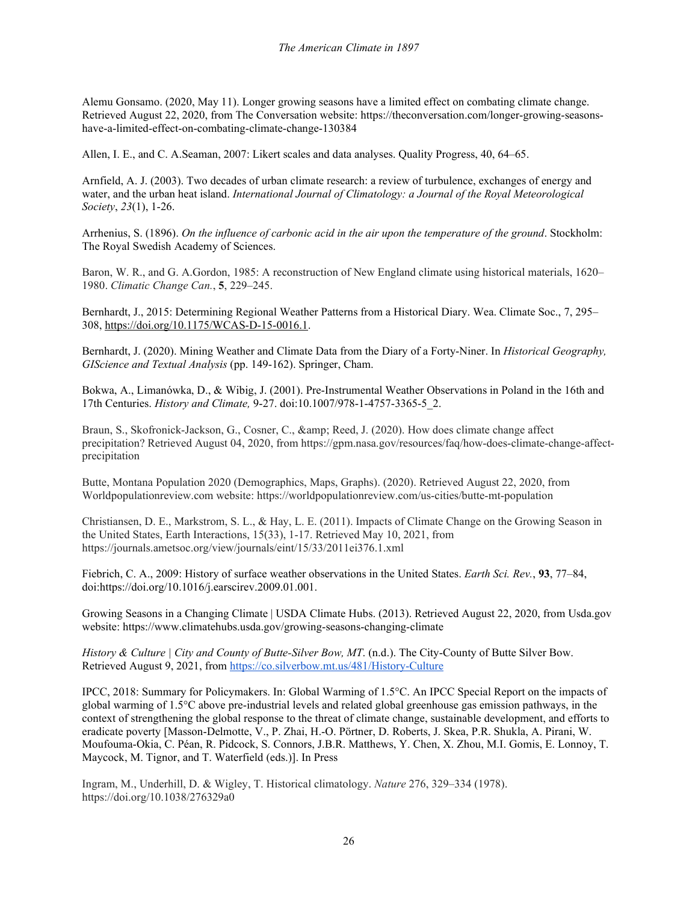Alemu Gonsamo. (2020, May 11). Longer growing seasons have a limited effect on combating climate change. Retrieved August 22, 2020, from The Conversation website: https://theconversation.com/longer-growing-seasons-have-a-limited-effect-on-combating-climate-change-130384

Allen, I. E., and C. A.Seaman, 2007: Likert scales and data analyses. Quality Progress, 40, 64–65.

Arnfield, A. J. (2003). Two decades of urban climate research: a review of turbulence, exchanges of energy and water, and the urban heat island. *International Journal of Climatology: a Journal of the Royal Meteorological Society*, *23*(1), 1-26.

Arrhenius, S. (1896). *On the influence of carbonic acid in the air upon the temperature of the ground*. Stockholm: The Royal Swedish Academy of Sciences.

Baron, W. R., and G. A.Gordon, 1985: A reconstruction of New England climate using historical materials, 1620–1980. *Climatic Change Can.*, **5**, 229–245.

Bernhardt, J., 2015: Determining Regional Weather Patterns from a Historical Diary. Wea. Climate Soc., 7, 295–308, https://doi.org/10.1175/WCAS-D-15-0016.1.

Bernhardt, J. (2020). Mining Weather and Climate Data from the Diary of a Forty-Niner. In *Historical Geography, GIScience and Textual Analysis* (pp. 149-162). Springer, Cham.

Bokwa, A., Limanówka, D., & Wibig, J. (2001). Pre-Instrumental Weather Observations in Poland in the 16th and 17th Centuries. *History and Climate,* 9-27. doi:10.1007/978-1-4757-3365-5_2.

Braun, S., Skofronick-Jackson, G., Cosner, C., &amp; Reed, J. (2020). How does climate change affect precipitation? Retrieved August 04, 2020, from https://gpm.nasa.gov/resources/faq/how-does-climate-change-affect-precipitation

Butte, Montana Population 2020 (Demographics, Maps, Graphs). (2020). Retrieved August 22, 2020, from Worldpopulationreview.com website: https://worldpopulationreview.com/us-cities/butte-mt-population

Christiansen, D. E., Markstrom, S. L., & Hay, L. E. (2011). Impacts of Climate Change on the Growing Season in the United States, Earth Interactions, 15(33), 1-17. Retrieved May 10, 2021, from https://journals.ametsoc.org/view/journals/eint/15/33/2011ei376.1.xml

Fiebrich, C. A., 2009: History of surface weather observations in the United States. *Earth Sci. Rev.*, **93**, 77–84, doi:https://doi.org/10.1016/j.earscirev.2009.01.001.

Growing Seasons in a Changing Climate | USDA Climate Hubs. (2013). Retrieved August 22, 2020, from Usda.gov website: https://www.climatehubs.usda.gov/growing-seasons-changing-climate

*History & Culture | City and County of Butte-Silver Bow, MT*. (n.d.). The City-County of Butte Silver Bow. Retrieved August 9, 2021, from https://co.silverbow.mt.us/481/History-Culture

IPCC, 2018: Summary for Policymakers. In: Global Warming of 1.5°C. An IPCC Special Report on the impacts of global warming of 1.5°C above pre-industrial levels and related global greenhouse gas emission pathways, in the context of strengthening the global response to the threat of climate change, sustainable development, and efforts to eradicate poverty [Masson-Delmotte, V., P. Zhai, H.-O. Pörtner, D. Roberts, J. Skea, P.R. Shukla, A. Pirani, W. Moufouma-Okia, C. Péan, R. Pidcock, S. Connors, J.B.R. Matthews, Y. Chen, X. Zhou, M.I. Gomis, E. Lonnoy, T. Maycock, M. Tignor, and T. Waterfield (eds.)]. In Press

Ingram, M., Underhill, D. & Wigley, T. Historical climatology. *Nature* 276, 329–334 (1978). https://doi.org/10.1038/276329a0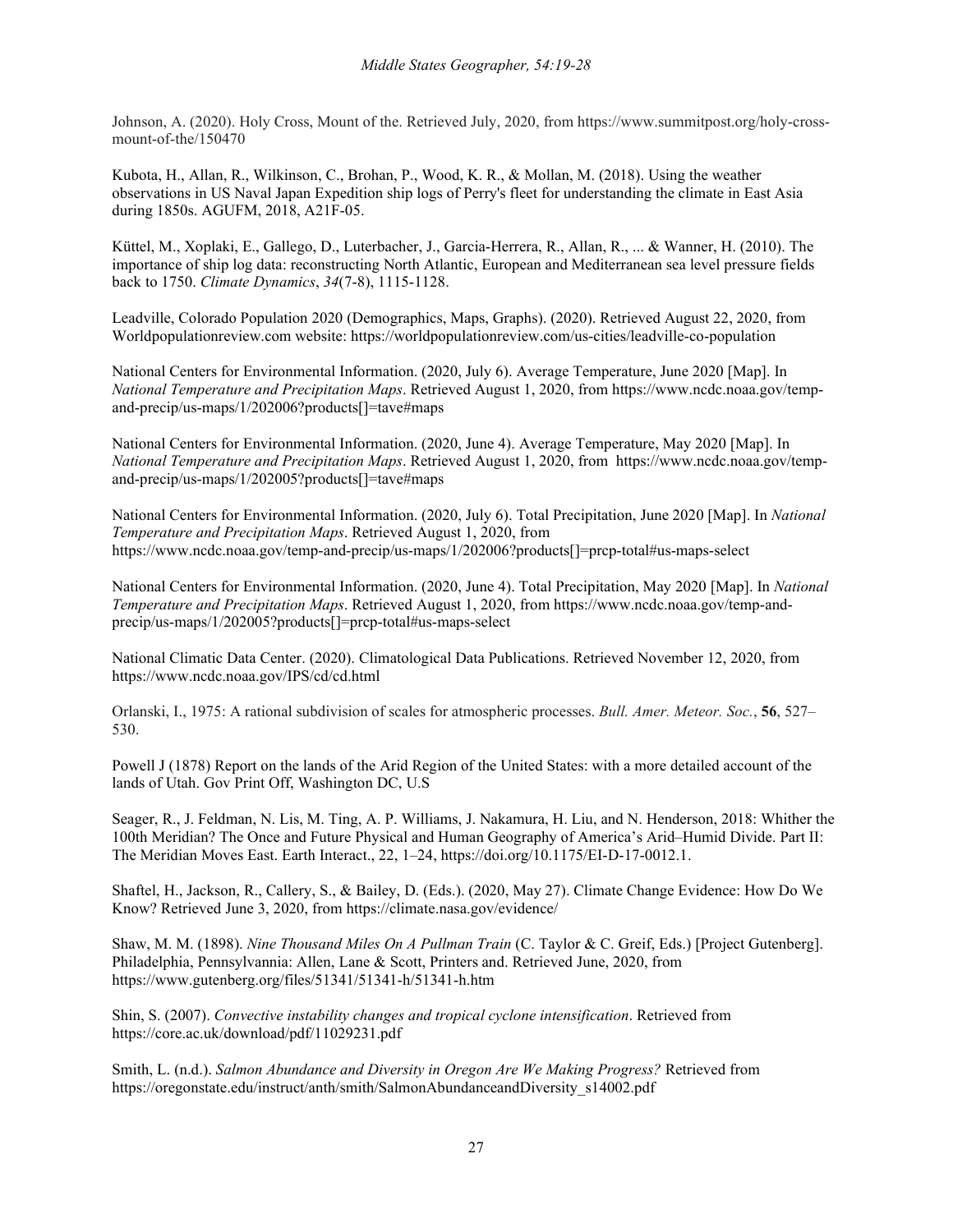Johnson, A. (2020). Holy Cross, Mount of the. Retrieved July, 2020, from https://www.summitpost.org/holy-cross-mount-of-the/150470

Kubota, H., Allan, R., Wilkinson, C., Brohan, P., Wood, K. R., & Mollan, M. (2018). Using the weather observations in US Naval Japan Expedition ship logs of Perry's fleet for understanding the climate in East Asia during 1850s. AGUFM, 2018, A21F-05.

Küttel, M., Xoplaki, E., Gallego, D., Luterbacher, J., Garcia-Herrera, R., Allan, R., ... & Wanner, H. (2010). The importance of ship log data: reconstructing North Atlantic, European and Mediterranean sea level pressure fields back to 1750. *Climate Dynamics*, *34*(7-8), 1115-1128.

Leadville, Colorado Population 2020 (Demographics, Maps, Graphs). (2020). Retrieved August 22, 2020, from Worldpopulationreview.com website: https://worldpopulationreview.com/us-cities/leadville-co-population

National Centers for Environmental Information. (2020, July 6). Average Temperature, June 2020 [Map]. In *National Temperature and Precipitation Maps*. Retrieved August 1, 2020, from https://www.ncdc.noaa.gov/temp-and-precip/us-maps/1/202006?products[]=tave#maps

National Centers for Environmental Information. (2020, June 4). Average Temperature, May 2020 [Map]. In *National Temperature and Precipitation Maps*. Retrieved August 1, 2020, from https://www.ncdc.noaa.gov/temp-and-precip/us-maps/1/202005?products[]=tave#maps

National Centers for Environmental Information. (2020, July 6). Total Precipitation, June 2020 [Map]. In *National Temperature and Precipitation Maps*. Retrieved August 1, 2020, from https://www.ncdc.noaa.gov/temp-and-precip/us-maps/1/202006?products[]=prcp-total#us-maps-select

National Centers for Environmental Information. (2020, June 4). Total Precipitation, May 2020 [Map]. In *National Temperature and Precipitation Maps*. Retrieved August 1, 2020, from https://www.ncdc.noaa.gov/temp-and-precip/us-maps/1/202005?products[]=prcp-total#us-maps-select

National Climatic Data Center. (2020). Climatological Data Publications. Retrieved November 12, 2020, from https://www.ncdc.noaa.gov/IPS/cd/cd.html

Orlanski, I., 1975: A rational subdivision of scales for atmospheric processes. *Bull. Amer. Meteor. Soc.*, **56**, 527–530.

Powell J (1878) Report on the lands of the Arid Region of the United States: with a more detailed account of the lands of Utah. Gov Print Off, Washington DC, U.S

Seager, R., J. Feldman, N. Lis, M. Ting, A. P. Williams, J. Nakamura, H. Liu, and N. Henderson, 2018: Whither the 100th Meridian? The Once and Future Physical and Human Geography of America's Arid–Humid Divide. Part II: The Meridian Moves East. Earth Interact., 22, 1–24, https://doi.org/10.1175/EI-D-17-0012.1.

Shaftel, H., Jackson, R., Callery, S., & Bailey, D. (Eds.). (2020, May 27). Climate Change Evidence: How Do We Know? Retrieved June 3, 2020, from https://climate.nasa.gov/evidence/

Shaw, M. M. (1898). *Nine Thousand Miles On A Pullman Train* (C. Taylor & C. Greif, Eds.) [Project Gutenberg]. Philadelphia, Pennsylvannia: Allen, Lane & Scott, Printers and. Retrieved June, 2020, from https://www.gutenberg.org/files/51341/51341-h/51341-h.htm

Shin, S. (2007). *Convective instability changes and tropical cyclone intensification*. Retrieved from https://core.ac.uk/download/pdf/11029231.pdf

Smith, L. (n.d.). *Salmon Abundance and Diversity in Oregon Are We Making Progress?* Retrieved from https://oregonstate.edu/instruct/anth/smith/SalmonAbundanceandDiversity_s14002.pdf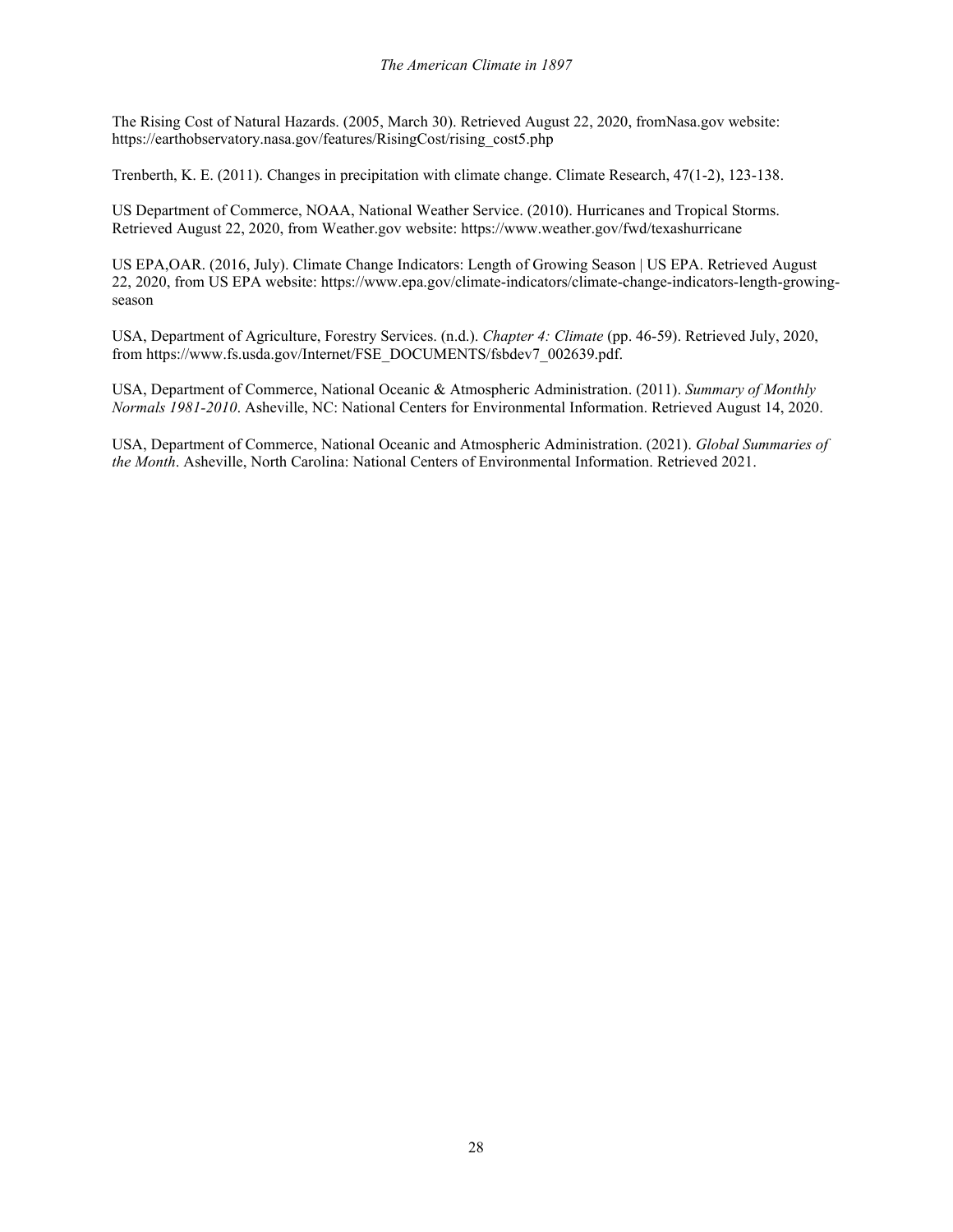The Rising Cost of Natural Hazards. (2005, March 30). Retrieved August 22, 2020, fromNasa.gov website: https://earthobservatory.nasa.gov/features/RisingCost/rising_cost5.php

Trenberth, K. E. (2011). Changes in precipitation with climate change. Climate Research, 47(1-2), 123-138.

US Department of Commerce, NOAA, National Weather Service. (2010). Hurricanes and Tropical Storms. Retrieved August 22, 2020, from Weather.gov website: https://www.weather.gov/fwd/texashurricane

US EPA,OAR. (2016, July). Climate Change Indicators: Length of Growing Season | US EPA. Retrieved August 22, 2020, from US EPA website: https://www.epa.gov/climate-indicators/climate-change-indicators-length-growing-season

USA, Department of Agriculture, Forestry Services. (n.d.). *Chapter 4: Climate* (pp. 46-59). Retrieved July, 2020, from https://www.fs.usda.gov/Internet/FSE_DOCUMENTS/fsbdev7_002639.pdf.

USA, Department of Commerce, National Oceanic & Atmospheric Administration. (2011). *Summary of Monthly Normals 1981-2010*. Asheville, NC: National Centers for Environmental Information. Retrieved August 14, 2020.

USA, Department of Commerce, National Oceanic and Atmospheric Administration. (2021). *Global Summaries of the Month*. Asheville, North Carolina: National Centers of Environmental Information. Retrieved 2021.